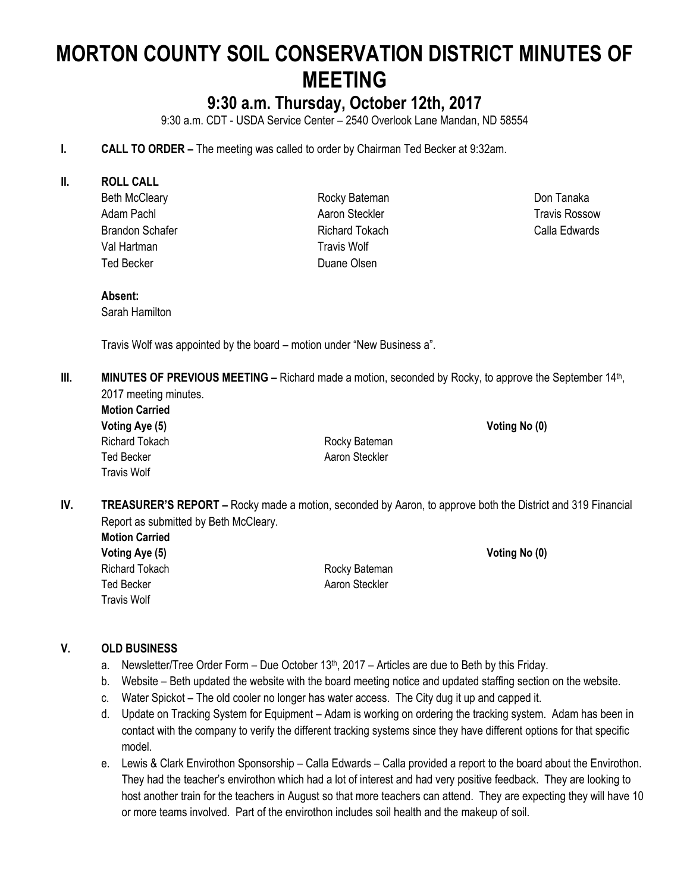# MORTON COUNTY SOIL CONSERVATION DISTRICT MINUTES OF MEETING

## 9:30 a.m. Thursday, October 12th, 2017

9:30 a.m. CDT - USDA Service Center – 2540 Overlook Lane Mandan, ND 58554

**I. CALL TO ORDER –** The meeting was called to order by Chairman Ted Becker at 9:32am.

**II. ROLL CALL**

Beth McCleary
Adam Pachl
Brandon Schafer
Val Hartman
Ted Becker
Rocky Bateman
Aaron Steckler
Richard Tokach
Travis Wolf
Duane Olsen
Don Tanaka
Travis Rossow
Calla Edwards

**Absent:**
Sarah Hamilton

Travis Wolf was appointed by the board – motion under "New Business a".

**III. MINUTES OF PREVIOUS MEETING –** Richard made a motion, seconded by Rocky, to approve the September 14th, 2017 meeting minutes.

**Motion Carried**

**Voting Aye (5)**
Richard Tokach
Ted Becker
Travis Wolf
Rocky Bateman
Aaron Steckler

**Voting No (0)**

**IV. TREASURER'S REPORT –** Rocky made a motion, seconded by Aaron, to approve both the District and 319 Financial Report as submitted by Beth McCleary.

**Motion Carried**

**Voting Aye (5)**
Richard Tokach
Ted Becker
Travis Wolf
Rocky Bateman
Aaron Steckler

**Voting No (0)**

**V. OLD BUSINESS**

a. Newsletter/Tree Order Form – Due October 13th, 2017 – Articles are due to Beth by this Friday.
b. Website – Beth updated the website with the board meeting notice and updated staffing section on the website.
c. Water Spickot – The old cooler no longer has water access. The City dug it up and capped it.
d. Update on Tracking System for Equipment – Adam is working on ordering the tracking system. Adam has been in contact with the company to verify the different tracking systems since they have different options for that specific model.
e. Lewis & Clark Envirothon Sponsorship – Calla Edwards – Calla provided a report to the board about the Envirothon. They had the teacher's envirothon which had a lot of interest and had very positive feedback. They are looking to host another train for the teachers in August so that more teachers can attend. They are expecting they will have 10 or more teams involved. Part of the envirothon includes soil health and the makeup of soil.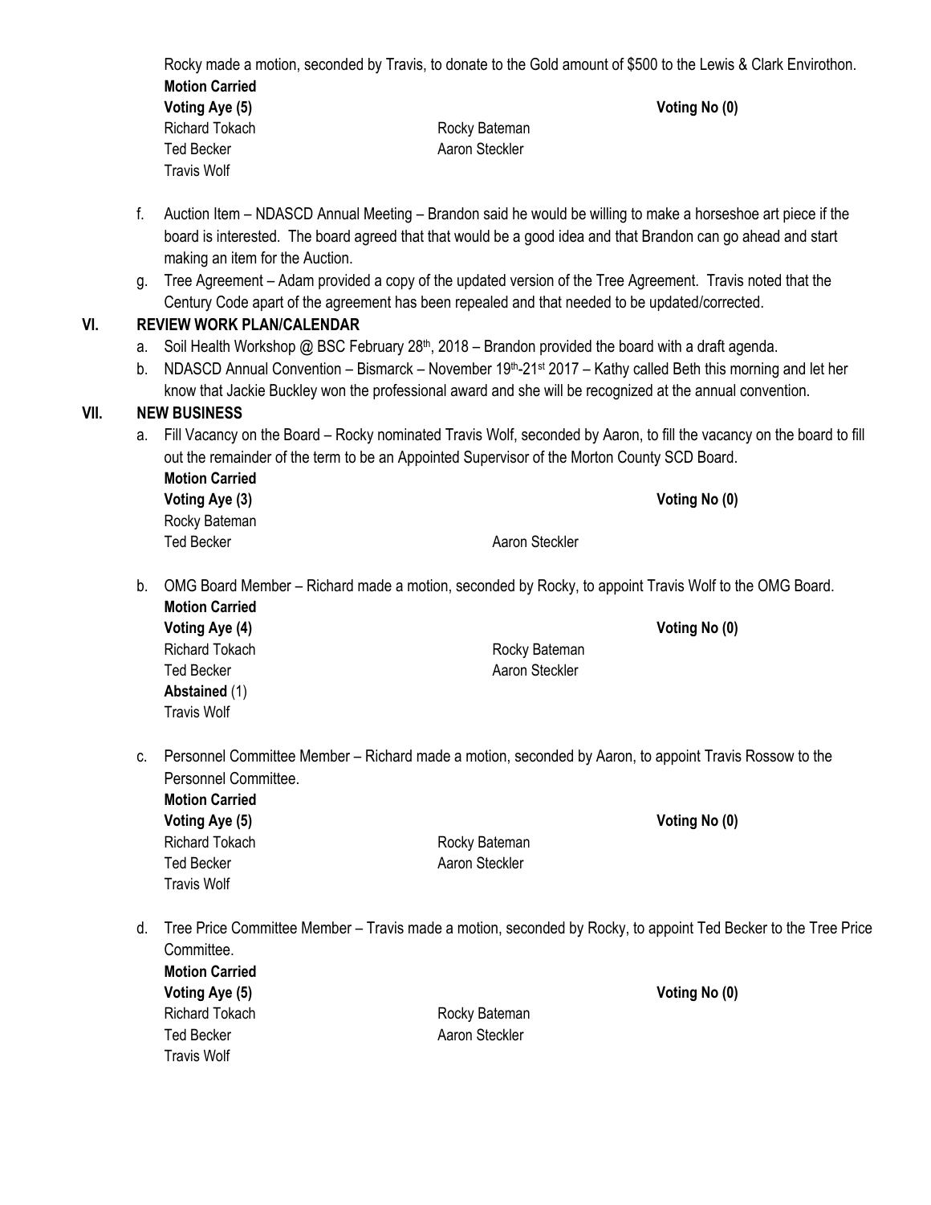Rocky made a motion, seconded by Travis, to donate to the Gold amount of $500 to the Lewis & Clark Envirothon.

**Motion Carried**

**Voting Aye (5)** — Richard Tokach, Ted Becker, Travis Wolf, Rocky Bateman, Aaron Steckler

**Voting No (0)**

f. Auction Item – NDASCD Annual Meeting – Brandon said he would be willing to make a horseshoe art piece if the board is interested. The board agreed that that would be a good idea and that Brandon can go ahead and start making an item for the Auction.

g. Tree Agreement – Adam provided a copy of the updated version of the Tree Agreement. Travis noted that the Century Code apart of the agreement has been repealed and that needed to be updated/corrected.

## VI. REVIEW WORK PLAN/CALENDAR

a. Soil Health Workshop @ BSC February 28th, 2018 – Brandon provided the board with a draft agenda.

b. NDASCD Annual Convention – Bismarck – November 19th-21st 2017 – Kathy called Beth this morning and let her know that Jackie Buckley won the professional award and she will be recognized at the annual convention.

## VII. NEW BUSINESS

a. Fill Vacancy on the Board – Rocky nominated Travis Wolf, seconded by Aaron, to fill the vacancy on the board to fill out the remainder of the term to be an Appointed Supervisor of the Morton County SCD Board.

**Motion Carried**

**Voting Aye (3)** — Rocky Bateman, Ted Becker, Aaron Steckler

**Voting No (0)**

b. OMG Board Member – Richard made a motion, seconded by Rocky, to appoint Travis Wolf to the OMG Board.

**Motion Carried**

**Voting Aye (4)** — Richard Tokach, Ted Becker, Rocky Bateman, Aaron Steckler

**Voting No (0)**

**Abstained** (1) — Travis Wolf

c. Personnel Committee Member – Richard made a motion, seconded by Aaron, to appoint Travis Rossow to the Personnel Committee.

**Motion Carried**

**Voting Aye (5)** — Richard Tokach, Ted Becker, Travis Wolf, Rocky Bateman, Aaron Steckler

**Voting No (0)**

d. Tree Price Committee Member – Travis made a motion, seconded by Rocky, to appoint Ted Becker to the Tree Price Committee.

**Motion Carried**

**Voting Aye (5)** — Richard Tokach, Ted Becker, Travis Wolf, Rocky Bateman, Aaron Steckler

**Voting No (0)**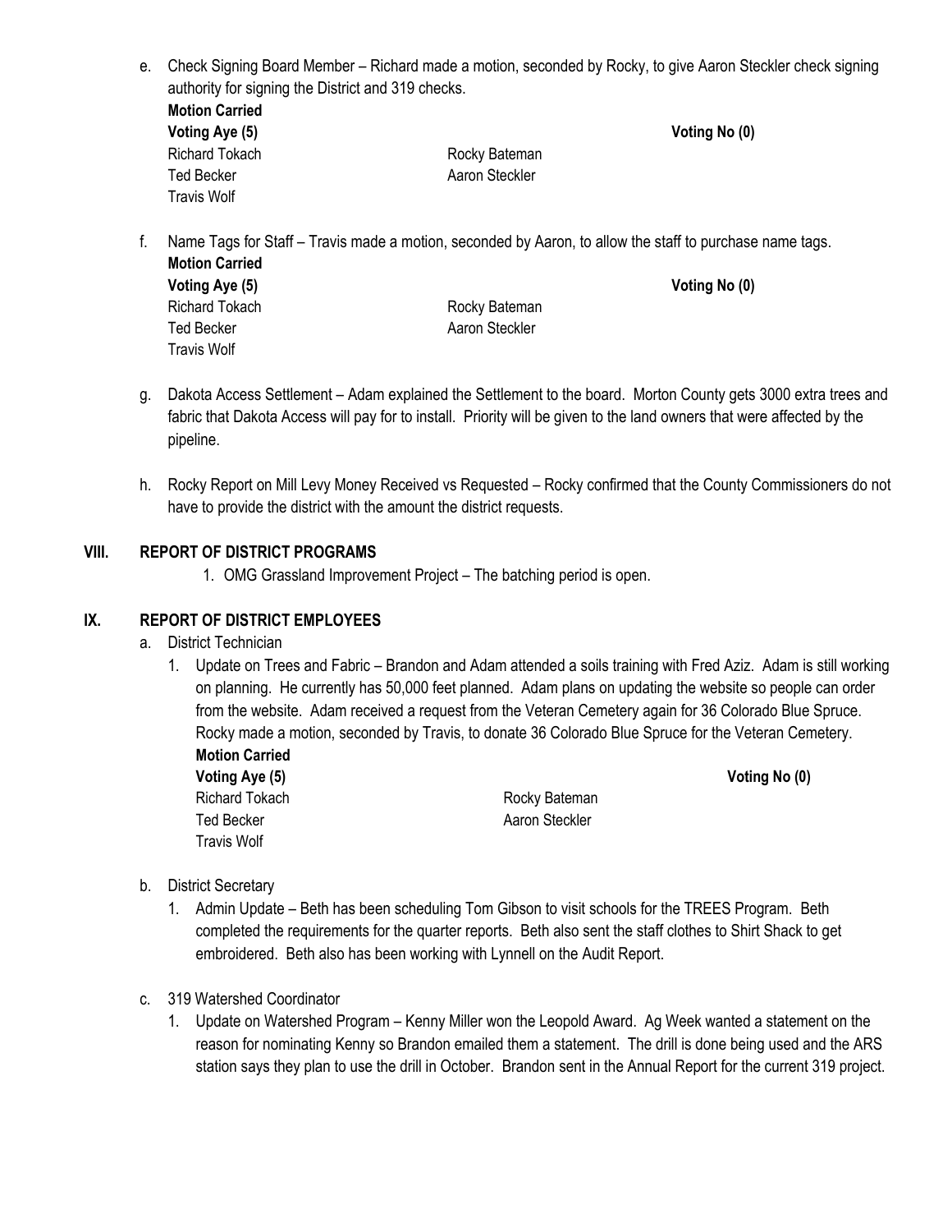e. Check Signing Board Member – Richard made a motion, seconded by Rocky, to give Aaron Steckler check signing authority for signing the District and 319 checks.

**Motion Carried**

| **Voting Aye (5)** | | **Voting No (0)** |
|---|---|---|
| Richard Tokach | Rocky Bateman | |
| Ted Becker | Aaron Steckler | |
| Travis Wolf | | |

f. Name Tags for Staff – Travis made a motion, seconded by Aaron, to allow the staff to purchase name tags.

**Motion Carried**

| **Voting Aye (5)** | | **Voting No (0)** |
|---|---|---|
| Richard Tokach | Rocky Bateman | |
| Ted Becker | Aaron Steckler | |
| Travis Wolf | | |

g. Dakota Access Settlement – Adam explained the Settlement to the board. Morton County gets 3000 extra trees and fabric that Dakota Access will pay for to install. Priority will be given to the land owners that were affected by the pipeline.

h. Rocky Report on Mill Levy Money Received vs Requested – Rocky confirmed that the County Commissioners do not have to provide the district with the amount the district requests.

## VIII. REPORT OF DISTRICT PROGRAMS

1. OMG Grassland Improvement Project – The batching period is open.

## IX. REPORT OF DISTRICT EMPLOYEES

a. District Technician

1. Update on Trees and Fabric – Brandon and Adam attended a soils training with Fred Aziz. Adam is still working on planning. He currently has 50,000 feet planned. Adam plans on updating the website so people can order from the website. Adam received a request from the Veteran Cemetery again for 36 Colorado Blue Spruce. Rocky made a motion, seconded by Travis, to donate 36 Colorado Blue Spruce for the Veteran Cemetery.

**Motion Carried**

| **Voting Aye (5)** | | **Voting No (0)** |
|---|---|---|
| Richard Tokach | Rocky Bateman | |
| Ted Becker | Aaron Steckler | |
| Travis Wolf | | |

b. District Secretary

1. Admin Update – Beth has been scheduling Tom Gibson to visit schools for the TREES Program. Beth completed the requirements for the quarter reports. Beth also sent the staff clothes to Shirt Shack to get embroidered. Beth also has been working with Lynnell on the Audit Report.

c. 319 Watershed Coordinator

1. Update on Watershed Program – Kenny Miller won the Leopold Award. Ag Week wanted a statement on the reason for nominating Kenny so Brandon emailed them a statement. The drill is done being used and the ARS station says they plan to use the drill in October. Brandon sent in the Annual Report for the current 319 project.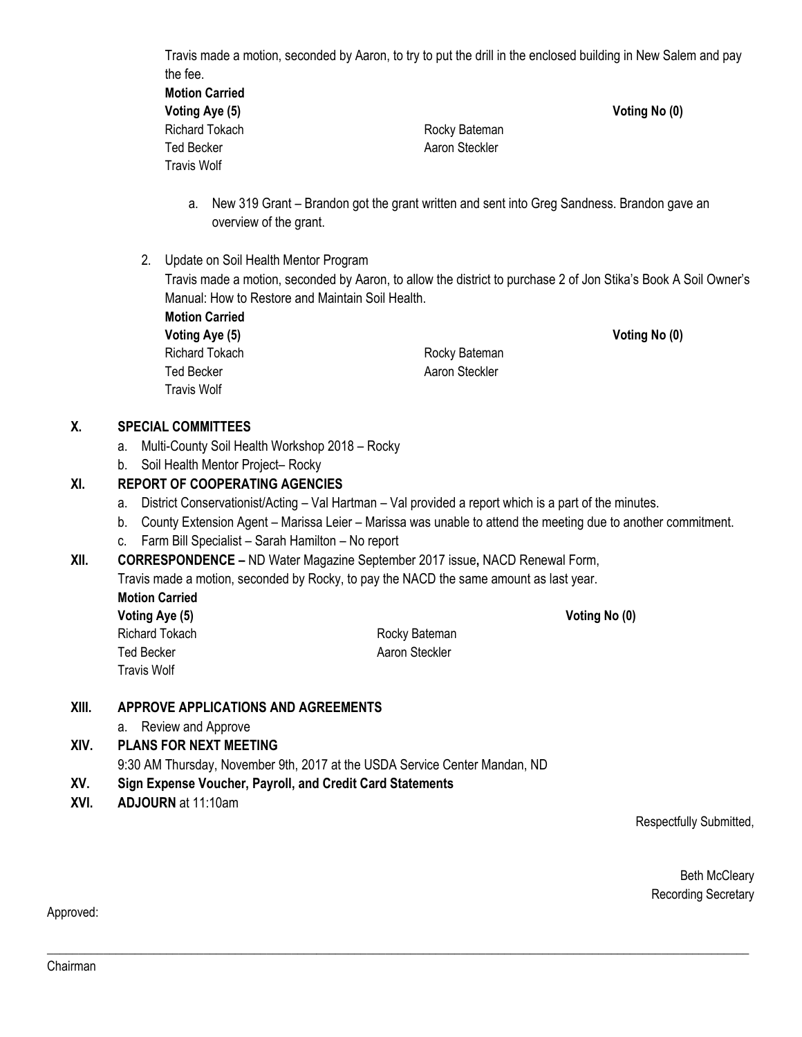Travis made a motion, seconded by Aaron, to try to put the drill in the enclosed building in New Salem and pay the fee.

**Motion Carried**

| **Voting Aye (5)** | | **Voting No (0)** |
|---|---|---|
| Richard Tokach | Rocky Bateman | |
| Ted Becker | Aaron Steckler | |
| Travis Wolf | | |

a. New 319 Grant – Brandon got the grant written and sent into Greg Sandness. Brandon gave an overview of the grant.

2. Update on Soil Health Mentor Program

Travis made a motion, seconded by Aaron, to allow the district to purchase 2 of Jon Stika's Book A Soil Owner's Manual: How to Restore and Maintain Soil Health.

**Motion Carried**

| **Voting Aye (5)** | | **Voting No (0)** |
|---|---|---|
| Richard Tokach | Rocky Bateman | |
| Ted Becker | Aaron Steckler | |
| Travis Wolf | | |

## X. SPECIAL COMMITTEES

a. Multi-County Soil Health Workshop 2018 – Rocky
b. Soil Health Mentor Project– Rocky

## XI. REPORT OF COOPERATING AGENCIES

a. District Conservationist/Acting – Val Hartman – Val provided a report which is a part of the minutes.
b. County Extension Agent – Marissa Leier – Marissa was unable to attend the meeting due to another commitment.
c. Farm Bill Specialist – Sarah Hamilton – No report

## XII. CORRESPONDENCE – ND Water Magazine September 2017 issue, NACD Renewal Form,

Travis made a motion, seconded by Rocky, to pay the NACD the same amount as last year.

**Motion Carried**

| **Voting Aye (5)** | | **Voting No (0)** |
|---|---|---|
| Richard Tokach | Rocky Bateman | |
| Ted Becker | Aaron Steckler | |
| Travis Wolf | | |

## XIII. APPROVE APPLICATIONS AND AGREEMENTS

a. Review and Approve

## XIV. PLANS FOR NEXT MEETING

9:30 AM Thursday, November 9th, 2017 at the USDA Service Center Mandan, ND

## XV. Sign Expense Voucher, Payroll, and Credit Card Statements

## XVI. ADJOURN at 11:10am

Respectfully Submitted,

Beth McCleary
Recording Secretary

Approved:

\_\_\_\_\_\_\_\_\_\_\_\_\_\_\_\_\_\_\_\_\_\_\_\_\_\_\_\_\_\_\_\_\_\_\_\_\_\_\_\_

Chairman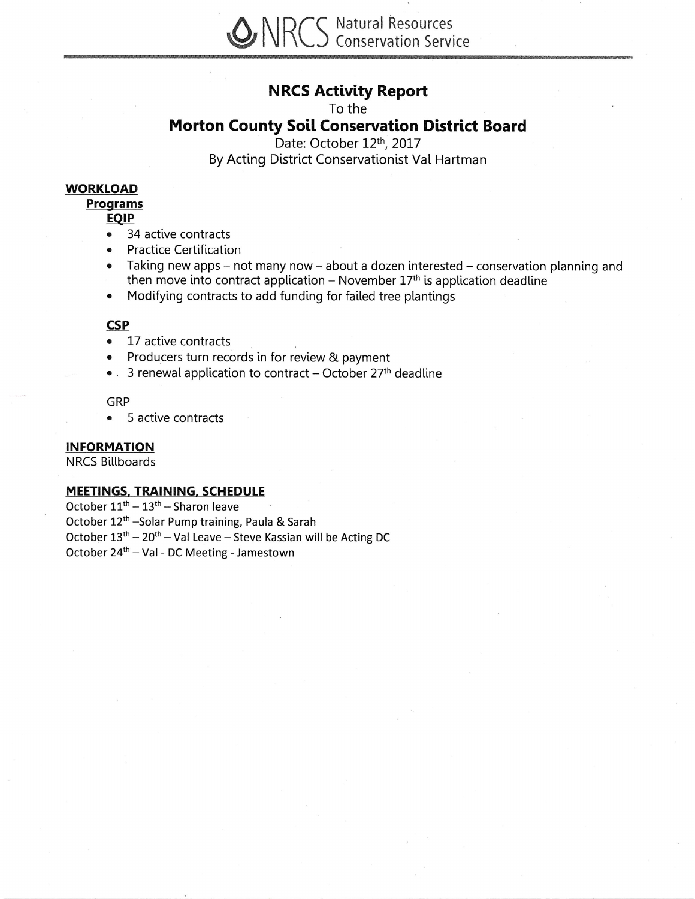NRCS Natural Resources Conservation Service

# NRCS Activity Report

To the

## Morton County Soil Conservation District Board

Date: October 12th, 2017

By Acting District Conservationist Val Hartman

**WORKLOAD**

**Programs**

**EQIP**

- 34 active contracts
- Practice Certification
- Taking new apps – not many now – about a dozen interested – conservation planning and then move into contract application – November 17th is application deadline
- Modifying contracts to add funding for failed tree plantings

**CSP**

- 17 active contracts
- Producers turn records in for review & payment
- 3 renewal application to contract – October 27th deadline

GRP

- 5 active contracts

**INFORMATION**

NRCS Billboards

**MEETINGS, TRAINING, SCHEDULE**

October 11th – 13th – Sharon leave

October 12th –Solar Pump training, Paula & Sarah

October 13th – 20th – Val Leave – Steve Kassian will be Acting DC

October 24th – Val - DC Meeting - Jamestown